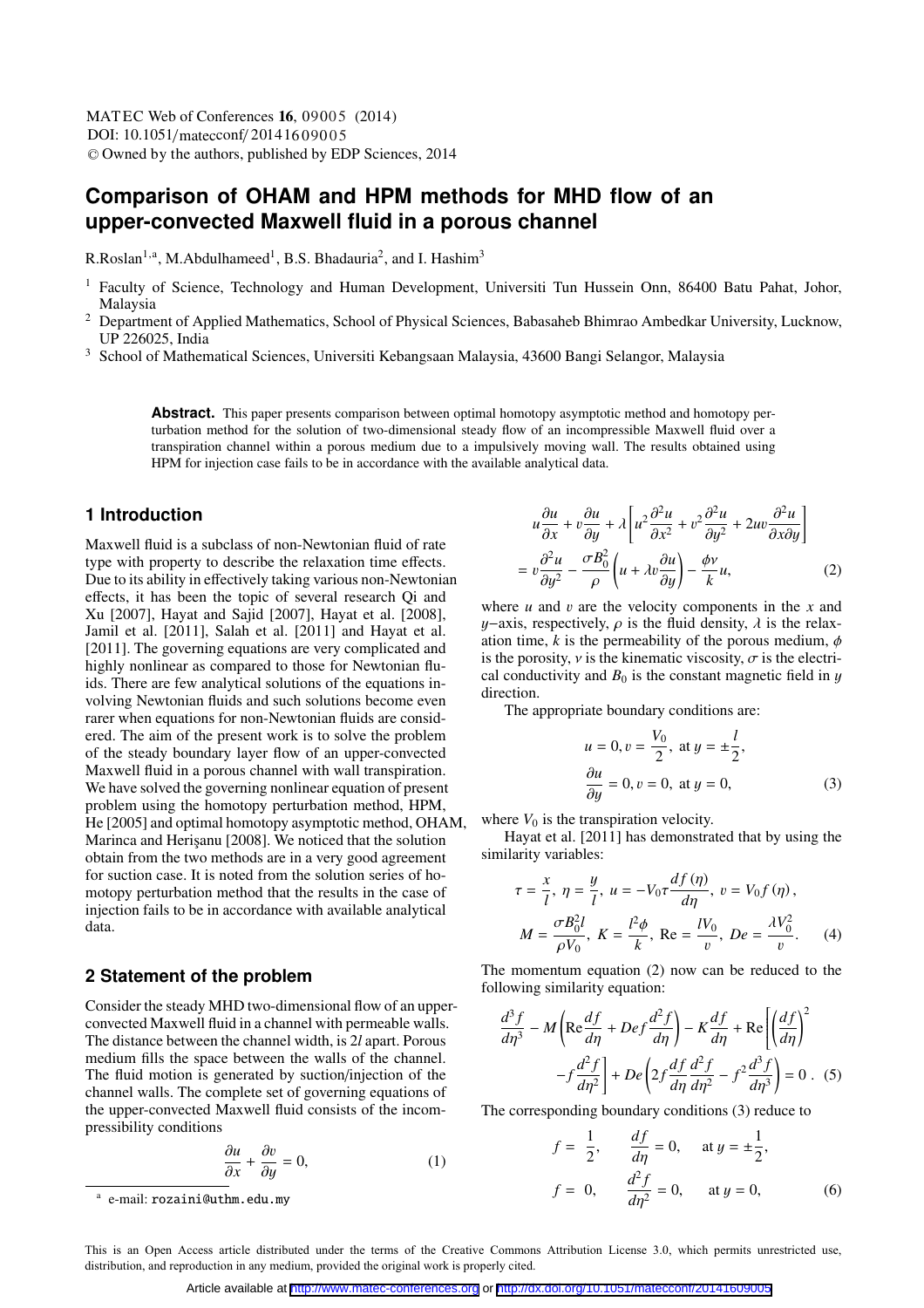# Comparison of OHAM and HPM methods for MHD flow of an upper-convected Maxwell fluid in a porous channel

R.Roslan[1,a], M.Abdulhameed[1], B.S. Bhadauria[2], and I. Hashim[3]

[1] Faculty of Science, Technology and Human Development, Universiti Tun Hussein Onn, 86400 Batu Pahat, Johor, Malaysia

[2] Department of Applied Mathematics, School of Physical Sciences, Babasaheb Bhimrao Ambedkar University, Lucknow, UP 226025, India

[3] School of Mathematical Sciences, Universiti Kebangsaan Malaysia, 43600 Bangi Selangor, Malaysia

**Abstract.** This paper presents comparison between optimal homotopy asymptotic method and homotopy perturbation method for the solution of two-dimensional steady flow of an incompressible Maxwell fluid over a transpiration channel within a porous medium due to a impulsively moving wall. The results obtained using HPM for injection case fails to be in accordance with the available analytical data.

## 1 Introduction

Maxwell fluid is a subclass of non-Newtonian fluid of rate type with property to describe the relaxation time effects. Due to its ability in effectively taking various non-Newtonian effects, it has been the topic of several research Qi and Xu [2007], Hayat and Sajid [2007], Hayat et al. [2008], Jamil et al. [2011], Salah et al. [2011] and Hayat et al. [2011]. The governing equations are very complicated and highly nonlinear as compared to those for Newtonian fluids. There are few analytical solutions of the equations involving Newtonian fluids and such solutions become even rarer when equations for non-Newtonian fluids are considered. The aim of the present work is to solve the problem of the steady boundary layer flow of an upper-convected Maxwell fluid in a porous channel with wall transpiration. We have solved the governing nonlinear equation of present problem using the homotopy perturbation method, HPM, He [2005] and optimal homotopy asymptotic method, OHAM, Marinca and Herişanu [2008]. We noticed that the solution obtain from the two methods are in a very good agreement for suction case. It is noted from the solution series of homotopy perturbation method that the results in the case of injection fails to be in accordance with available analytical data.

## 2 Statement of the problem

Consider the steady MHD two-dimensional flow of an upper-convected Maxwell fluid in a channel with permeable walls. The distance between the channel width, is $2l$ apart. Porous medium fills the space between the walls of the channel. The fluid motion is generated by suction/injection of the channel walls. The complete set of governing equations of the upper-convected Maxwell fluid consists of the incompressibility conditions

$$\frac{\partial u}{\partial x} + \frac{\partial v}{\partial y} = 0, \tag{1}$$

$$u\frac{\partial u}{\partial x} + v\frac{\partial u}{\partial y} + \lambda\left[u^2\frac{\partial^2 u}{\partial x^2} + v^2\frac{\partial^2 u}{\partial y^2} + 2uv\frac{\partial^2 u}{\partial x \partial y}\right] = v\frac{\partial^2 u}{\partial y^2} - \frac{\sigma B_0^2}{\rho}\left(u + \lambda v\frac{\partial u}{\partial y}\right) - \frac{\phi v}{k}u, \tag{2}$$

where $u$ and $v$ are the velocity components in the $x$ and $y-$axis, respectively, $\rho$ is the fluid density, $\lambda$ is the relaxation time, $k$ is the permeability of the porous medium, $\phi$ is the porosity, $\nu$ is the kinematic viscosity, $\sigma$ is the electrical conductivity and $B_0$ is the constant magnetic field in $y$ direction.

The appropriate boundary conditions are:

$$u = 0, v = \frac{V_0}{2}, \text{ at } y = \pm\frac{l}{2},$$
$$\frac{\partial u}{\partial y} = 0, v = 0, \text{ at } y = 0, \tag{3}$$

where $V_0$ is the transpiration velocity.

Hayat et al. [2011] has demonstrated that by using the similarity variables:

$$\tau = \frac{x}{l},\ \eta = \frac{y}{l},\ u = -V_0\tau\frac{df(\eta)}{d\eta},\ v = V_0 f(\eta),$$
$$M = \frac{\sigma B_0^2 l}{\rho V_0},\ K = \frac{l^2\phi}{k},\ \text{Re} = \frac{lV_0}{\upsilon},\ De = \frac{\lambda V_0^2}{\upsilon}. \tag{4}$$

The momentum equation (2) now can be reduced to the following similarity equation:

$$\frac{d^3 f}{d\eta^3} - M\left(\text{Re}\frac{df}{d\eta} + Def\frac{d^2 f}{d\eta}\right) - K\frac{df}{d\eta} + \text{Re}\left[\left(\frac{df}{d\eta}\right)^2 - f\frac{d^2 f}{d\eta^2}\right] + De\left(2f\frac{df}{d\eta}\frac{d^2 f}{d\eta^2} - f^2\frac{d^3 f}{d\eta^3}\right) = 0\ . \tag{5}$$

The corresponding boundary conditions (3) reduce to

$$f = \frac{1}{2}, \qquad \frac{df}{d\eta} = 0, \qquad \text{at } y = \pm\frac{1}{2},$$
$$f = 0, \qquad \frac{d^2 f}{d\eta^2} = 0, \qquad \text{at } y = 0, \tag{6}$$

[a] e-mail: rozaini@uthm.edu.my

This is an Open Access article distributed under the terms of the Creative Commons Attribution License 3.0, which permits unrestricted use, distribution, and reproduction in any medium, provided the original work is properly cited.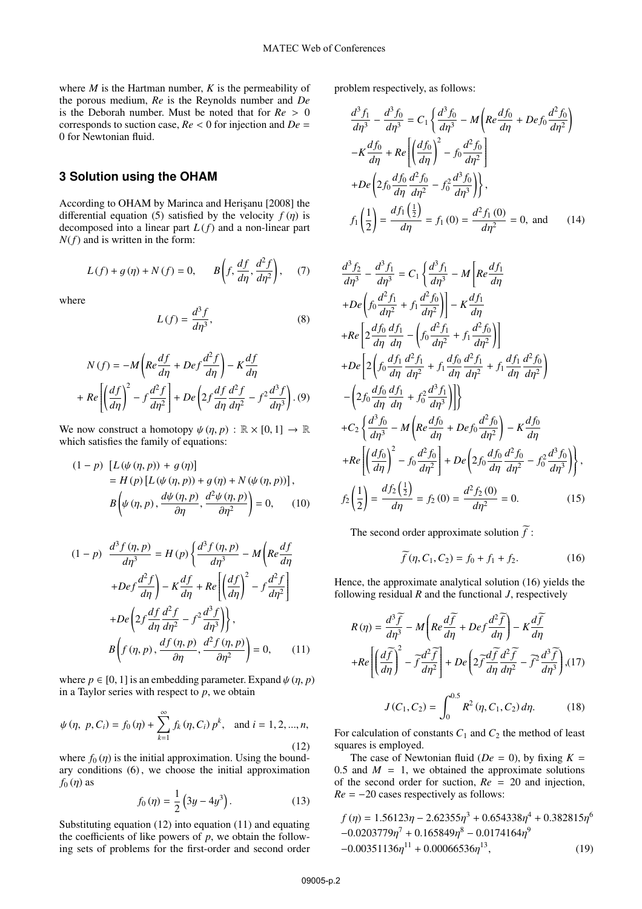where $M$ is the Hartman number, $K$ is the permeability of the porous medium, $Re$ is the Reynolds number and $De$ is the Deborah number. Must be noted that for $Re > 0$ corresponds to suction case, $Re < 0$ for injection and $De = 0$ for Newtonian fluid.

## 3 Solution using the OHAM

According to OHAM by Marinca and Herişanu [2008] the differential equation (5) satisfied by the velocity $f(\eta)$ is decomposed into a linear part $L(f)$ and a non-linear part $N(f)$ and is written in the form:

$$L(f) + g(\eta) + N(f) = 0, \qquad B\left(f, \frac{df}{d\eta}, \frac{d^2 f}{d\eta^2}\right), \tag{7}$$

where

$$L(f) = \frac{d^3 f}{d\eta^3}, \tag{8}$$

$$N(f) = -M\left(Re\frac{df}{d\eta} + Def\frac{d^2 f}{d\eta}\right) - K\frac{df}{d\eta} + Re\left[\left(\frac{df}{d\eta}\right)^2 - f\frac{d^2 f}{d\eta^2}\right] + De\left(2f\frac{df}{d\eta}\frac{d^2 f}{d\eta^2} - f^2\frac{d^3 f}{d\eta^3}\right). \tag{9}$$

We now construct a homotopy $\psi(\eta, p) : \mathbb{R} \times [0, 1] \to \mathbb{R}$ which satisfies the family of equations:

$$\begin{aligned}(1-p)\ &[L(\psi(\eta,p)) + g(\eta)] \\ &= H(p)\left[L(\psi(\eta,p)) + g(\eta) + N(\psi(\eta,p))\right], \\ &B\left(\psi(\eta,p), \frac{d\psi(\eta,p)}{\partial\eta}, \frac{d^2\psi(\eta,p)}{\partial\eta^2}\right) = 0, \end{aligned} \tag{10}$$

$$\begin{aligned}(1-p)\ \frac{d^3 f(\eta,p)}{d\eta^3} &= H(p)\left\{\frac{d^3 f(\eta,p)}{d\eta^3} - M\left(Re\frac{df}{d\eta}\right.\right. \\ &\left. + Def\frac{d^2 f}{d\eta}\right) - K\frac{df}{d\eta} + Re\left[\left(\frac{df}{d\eta}\right)^2 - f\frac{d^2 f}{d\eta^2}\right] \\ &\left. + De\left(2f\frac{df}{d\eta}\frac{d^2 f}{d\eta^2} - f^2\frac{d^3 f}{d\eta^3}\right)\right\}, \\ &B\left(f(\eta,p), \frac{df(\eta,p)}{\partial\eta}, \frac{d^2 f(\eta,p)}{\partial\eta^2}\right) = 0, \end{aligned} \tag{11}$$

where $p \in [0, 1]$ is an embedding parameter. Expand $\psi(\eta, p)$ in a Taylor series with respect to $p$, we obtain

$$\psi(\eta,\ p, C_i) = f_0(\eta) + \sum_{k=1}^{\infty} f_k(\eta, C_i)\, p^k, \quad \text{and } i = 1, 2, ..., n, \tag{12}$$

where $f_0(\eta)$ is the initial approximation. Using the boundary conditions (6), we choose the initial approximation $f_0(\eta)$ as

$$f_0(\eta) = \frac{1}{2}\left(3y - 4y^3\right). \tag{13}$$

Substituting equation (12) into equation (11) and equating the coefficients of like powers of $p$, we obtain the following sets of problems for the first-order and second order problem respectively, as follows:

$$\begin{aligned}\frac{d^3 f_1}{d\eta^3} - \frac{d^3 f_0}{d\eta^3} &= C_1\left\{\frac{d^3 f_0}{d\eta^3} - M\left(Re\frac{df_0}{d\eta} + Def_0\frac{d^2 f_0}{d\eta^2}\right)\right. \\ &- K\frac{df_0}{d\eta} + Re\left[\left(\frac{df_0}{d\eta}\right)^2 - f_0\frac{d^2 f_0}{d\eta^2}\right] \\ &\left. + De\left(2f_0\frac{df_0}{d\eta}\frac{d^2 f_0}{d\eta^2} - f_0^2\frac{d^3 f_0}{d\eta^3}\right)\right\}, \\ f_1\left(\frac{1}{2}\right) &= \frac{df_1\left(\frac{1}{2}\right)}{d\eta} = f_1(0) = \frac{d^2 f_1(0)}{d\eta^2} = 0, \text{ and}\end{aligned} \tag{14}$$

$$\begin{aligned}\frac{d^3 f_2}{d\eta^3} - \frac{d^3 f_1}{d\eta^3} &= C_1\left\{\frac{d^3 f_1}{d\eta^3} - M\left[Re\frac{df_1}{d\eta}\right.\right. \\ &\left. + De\left(f_0\frac{d^2 f_1}{d\eta^2} + f_1\frac{d^2 f_0}{d\eta^2}\right)\right] - K\frac{df_1}{d\eta} \\ &+ Re\left[2\frac{df_0}{d\eta}\frac{df_1}{d\eta} - \left(f_0\frac{d^2 f_1}{d\eta^2} + f_1\frac{d^2 f_0}{d\eta^2}\right)\right] \\ &+ De\left[2\left(f_0\frac{df_1}{d\eta}\frac{d^2 f_1}{d\eta^2} + f_1\frac{df_0}{d\eta}\frac{d^2 f_1}{d\eta^2} + f_1\frac{df_1}{d\eta}\frac{d^2 f_0}{d\eta^2}\right)\right. \\ &\left.\left. - \left(2f_0\frac{df_0}{d\eta}\frac{df_1}{d\eta} + f_0^2\frac{d^3 f_1}{d\eta^3}\right)\right]\right\} \\ &+ C_2\left\{\frac{d^3 f_0}{d\eta^3} - M\left(Re\frac{df_0}{d\eta} + Def_0\frac{d^2 f_0}{d\eta^2}\right) - K\frac{df_0}{d\eta}\right. \\ &\left. + Re\left[\left(\frac{df_0}{d\eta}\right)^2 - f_0\frac{d^2 f_0}{d\eta^2}\right] + De\left(2f_0\frac{df_0}{d\eta}\frac{d^2 f_0}{d\eta^2} - f_0^2\frac{d^3 f_0}{d\eta^3}\right)\right\}, \\ f_2\left(\frac{1}{2}\right) &= \frac{df_2\left(\frac{1}{2}\right)}{d\eta} = f_2(0) = \frac{d^2 f_2(0)}{d\eta^2} = 0.\end{aligned} \tag{15}$$

The second order approximate solution $\widetilde{f}$ :

$$\widetilde{f}(\eta, C_1, C_2) = f_0 + f_1 + f_2. \tag{16}$$

Hence, the approximate analytical solution (16) yields the following residual $R$ and the functional $J$, respectively

$$R(\eta) = \frac{d^3\widetilde{f}}{d\eta^3} - M\left(Re\frac{d\widetilde{f}}{d\eta} + Def\frac{d^2\widetilde{f}}{d\eta}\right) - K\frac{d\widetilde{f}}{d\eta} + Re\left[\left(\frac{d\widetilde{f}}{d\eta}\right)^2 - \widetilde{f}\frac{d^2\widetilde{f}}{d\eta^2}\right] + De\left(2\widetilde{f}\frac{d\widetilde{f}}{d\eta}\frac{d^2\widetilde{f}}{d\eta^2} - \widetilde{f}^2\frac{d^3\widetilde{f}}{d\eta^3}\right), \tag{17}$$

$$J(C_1, C_2) = \int_0^{0.5} R^2(\eta, C_1, C_2)\, d\eta. \tag{18}$$

For calculation of constants $C_1$ and $C_2$ the method of least squares is employed.

The case of Newtonian fluid ($De = 0$), by fixing $K = 0.5$ and $M = 1$, we obtained the approximate solutions of the second order for suction, $Re = 20$ and injection, $Re = -20$ cases respectively as follows:

$$\begin{aligned}f(\eta) &= 1.56123\eta - 2.62355\eta^3 + 0.654338\eta^4 + 0.382815\eta^6 \\ &- 0.0203779\eta^7 + 0.165849\eta^8 - 0.0174164\eta^9 \\ &- 0.00351136\eta^{11} + 0.00066536\eta^{13},\end{aligned} \tag{19}$$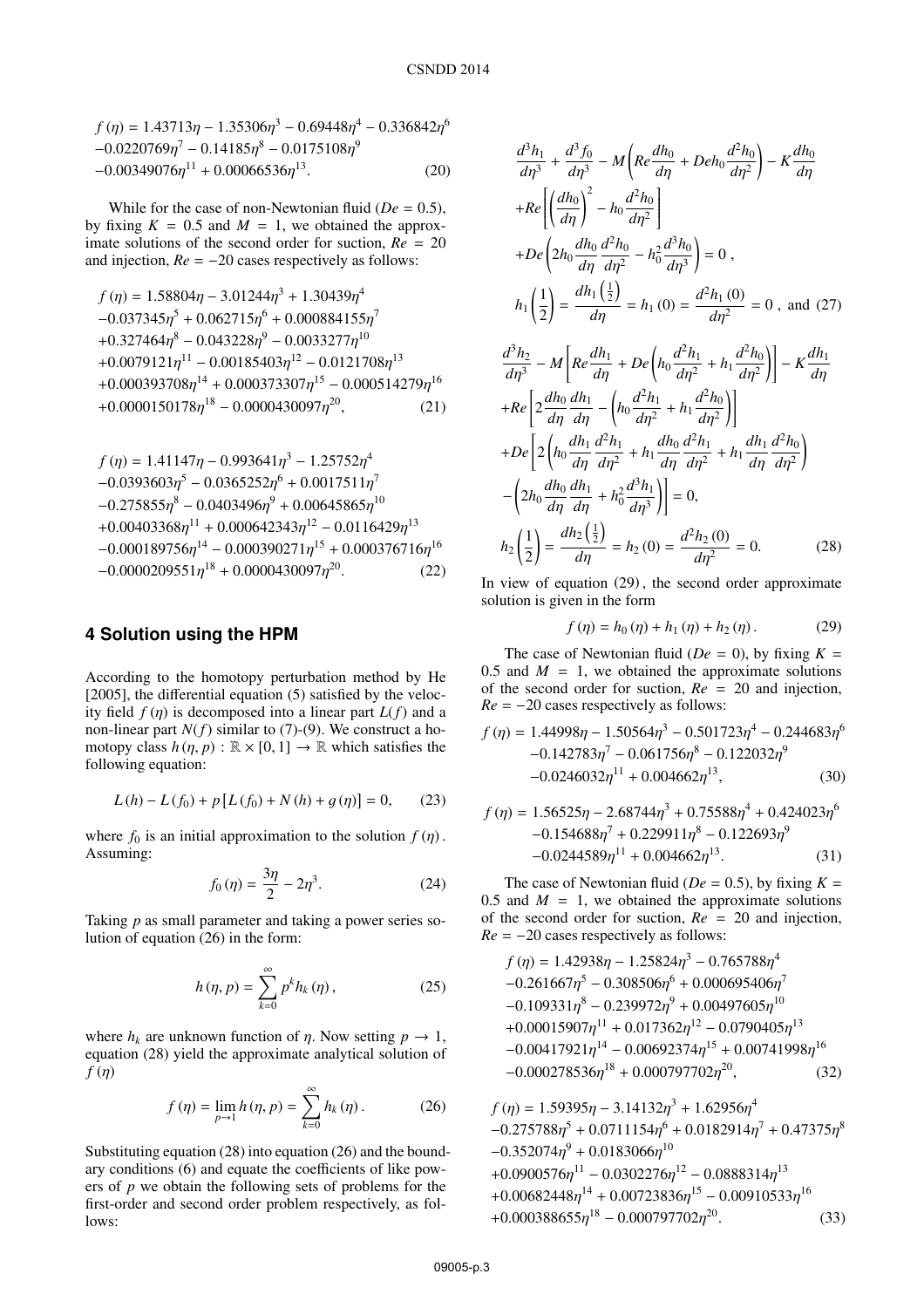$$
\begin{aligned}
f(\eta) &= 1.43713\eta - 1.35306\eta^3 - 0.69448\eta^4 - 0.336842\eta^6 \\
&-0.0220769\eta^7 - 0.14185\eta^8 - 0.0175108\eta^9 \\
&-0.00349076\eta^{11} + 0.00066536\eta^{13}. \qquad (20)
\end{aligned}
$$

While for the case of non-Newtonian fluid ($De = 0.5$), by fixing $K = 0.5$ and $M = 1$, we obtained the approximate solutions of the second order for suction, $Re = 20$ and injection, $Re = -20$ cases respectively as follows:

$$
\begin{aligned}
f(\eta) &= 1.58804\eta - 3.01244\eta^3 + 1.30439\eta^4 \\
&-0.037345\eta^5 + 0.062715\eta^6 + 0.000884155\eta^7 \\
&+0.327464\eta^8 - 0.043228\eta^9 - 0.0033277\eta^{10} \\
&+0.0079121\eta^{11} - 0.00185403\eta^{12} - 0.0121708\eta^{13} \\
&+0.000393708\eta^{14} + 0.000373307\eta^{15} - 0.000514279\eta^{16} \\
&+0.0000150178\eta^{18} - 0.0000430097\eta^{20}, \qquad (21)
\end{aligned}
$$

$$
\begin{aligned}
f(\eta) &= 1.41147\eta - 0.993641\eta^3 - 1.25752\eta^4 \\
&-0.0393603\eta^5 - 0.0365252\eta^6 + 0.0017511\eta^7 \\
&-0.275855\eta^8 - 0.0403496\eta^9 + 0.00645865\eta^{10} \\
&+0.00403368\eta^{11} + 0.000642343\eta^{12} - 0.0116429\eta^{13} \\
&-0.000189756\eta^{14} - 0.000390271\eta^{15} + 0.000376716\eta^{16} \\
&-0.0000209551\eta^{18} + 0.0000430097\eta^{20}. \qquad (22)
\end{aligned}
$$

## 4 Solution using the HPM

According to the homotopy perturbation method by He [2005], the differential equation (5) satisfied by the velocity field $f(\eta)$ is decomposed into a linear part $L(f)$ and a non-linear part $N(f)$ similar to (7)-(9). We construct a homotopy class $h(\eta, p) : \mathbb{R} \times [0,1] \to \mathbb{R}$ which satisfies the following equation:

$$
L(h) - L(f_0) + p\left[L(f_0) + N(h) + g(\eta)\right] = 0, \qquad (23)
$$

where $f_0$ is an initial approximation to the solution $f(\eta)$. Assuming:

$$
f_0(\eta) = \frac{3\eta}{2} - 2\eta^3. \qquad (24)
$$

Taking $p$ as small parameter and taking a power series solution of equation (26) in the form:

$$
h(\eta, p) = \sum_{k=0}^{\infty} p^k h_k(\eta), \qquad (25)
$$

where $h_k$ are unknown function of $\eta$. Now setting $p \to 1$, equation (28) yield the approximate analytical solution of $f(\eta)$

$$
f(\eta) = \lim_{p \to 1} h(\eta, p) = \sum_{k=0}^{\infty} h_k(\eta). \qquad (26)
$$

Substituting equation (28) into equation (26) and the boundary conditions (6) and equate the coefficients of like powers of $p$ we obtain the following sets of problems for the first-order and second order problem respectively, as follows:

$$
\begin{aligned}
&\frac{d^3h_1}{d\eta^3} + \frac{d^3f_0}{d\eta^3} - M\left(Re\frac{dh_0}{d\eta} + Deh_0\frac{d^2h_0}{d\eta^2}\right) - K\frac{dh_0}{d\eta} \\
&+Re\left[\left(\frac{dh_0}{d\eta}\right)^2 - h_0\frac{d^2h_0}{d\eta^2}\right] \\
&+De\left(2h_0\frac{dh_0}{d\eta}\frac{d^2h_0}{d\eta^2} - h_0^2\frac{d^3h_0}{d\eta^3}\right) = 0\,, \\
&h_1\left(\frac{1}{2}\right) = \frac{dh_1\left(\frac{1}{2}\right)}{d\eta} = h_1(0) = \frac{d^2h_1(0)}{d\eta^2} = 0\,,\ \text{and} \qquad (27)
\end{aligned}
$$

$$
\begin{aligned}
&\frac{d^3h_2}{d\eta^3} - M\left[Re\frac{dh_1}{d\eta} + De\left(h_0\frac{d^2h_1}{d\eta^2} + h_1\frac{d^2h_0}{d\eta^2}\right)\right] - K\frac{dh_1}{d\eta} \\
&+Re\left[2\frac{dh_0}{d\eta}\frac{dh_1}{d\eta} - \left(h_0\frac{d^2h_1}{d\eta^2} + h_1\frac{d^2h_0}{d\eta^2}\right)\right] \\
&+De\left[2\left(h_0\frac{dh_1}{d\eta}\frac{d^2h_1}{d\eta^2} + h_1\frac{dh_0}{d\eta}\frac{d^2h_1}{d\eta^2} + h_1\frac{dh_1}{d\eta}\frac{d^2h_0}{d\eta^2}\right)\right. \\
&\left.-\left(2h_0\frac{dh_0}{d\eta}\frac{dh_1}{d\eta} + h_0^2\frac{d^3h_1}{d\eta^3}\right)\right] = 0, \\
&h_2\left(\frac{1}{2}\right) = \frac{dh_2\left(\frac{1}{2}\right)}{d\eta} = h_2(0) = \frac{d^2h_2(0)}{d\eta^2} = 0. \qquad (28)
\end{aligned}
$$

In view of equation (29), the second order approximate solution is given in the form

$$
f(\eta) = h_0(\eta) + h_1(\eta) + h_2(\eta). \qquad (29)
$$

The case of Newtonian fluid ($De = 0$), by fixing $K = 0.5$ and $M = 1$, we obtained the approximate solutions of the second order for suction, $Re = 20$ and injection, $Re = -20$ cases respectively as follows:

$$
\begin{aligned}
f(\eta) &= 1.44998\eta - 1.50564\eta^3 - 0.501723\eta^4 - 0.244683\eta^6 \\
&-0.142783\eta^7 - 0.061756\eta^8 - 0.122032\eta^9 \\
&-0.0246032\eta^{11} + 0.004662\eta^{13}, \qquad (30)
\end{aligned}
$$

$$
\begin{aligned}
f(\eta) &= 1.56525\eta - 2.68744\eta^3 + 0.75588\eta^4 + 0.424023\eta^6 \\
&-0.154688\eta^7 + 0.229911\eta^8 - 0.122693\eta^9 \\
&-0.0244589\eta^{11} + 0.004662\eta^{13}. \qquad (31)
\end{aligned}
$$

The case of Newtonian fluid ($De = 0.5$), by fixing $K = 0.5$ and $M = 1$, we obtained the approximate solutions of the second order for suction, $Re = 20$ and injection, $Re = -20$ cases respectively as follows:

$$
\begin{aligned}
f(\eta) &= 1.42938\eta - 1.25824\eta^3 - 0.765788\eta^4 \\
&-0.261667\eta^5 - 0.308506\eta^6 + 0.000695406\eta^7 \\
&-0.109331\eta^8 - 0.239972\eta^9 + 0.00497605\eta^{10} \\
&+0.00015907\eta^{11} + 0.017362\eta^{12} - 0.0790405\eta^{13} \\
&-0.00417921\eta^{14} - 0.00692374\eta^{15} + 0.00741998\eta^{16} \\
&-0.000278536\eta^{18} + 0.000797702\eta^{20}, \qquad (32)
\end{aligned}
$$

$$
\begin{aligned}
f(\eta) &= 1.59395\eta - 3.14132\eta^3 + 1.62956\eta^4 \\
&-0.275788\eta^5 + 0.0711154\eta^6 + 0.0182914\eta^7 + 0.47375\eta^8 \\
&-0.352074\eta^9 + 0.0183066\eta^{10} \\
&+0.0900576\eta^{11} - 0.0302276\eta^{12} - 0.0888314\eta^{13} \\
&+0.00682448\eta^{14} + 0.00723836\eta^{15} - 0.00910533\eta^{16} \\
&+0.000388655\eta^{18} - 0.000797702\eta^{20}. \qquad (33)
\end{aligned}
$$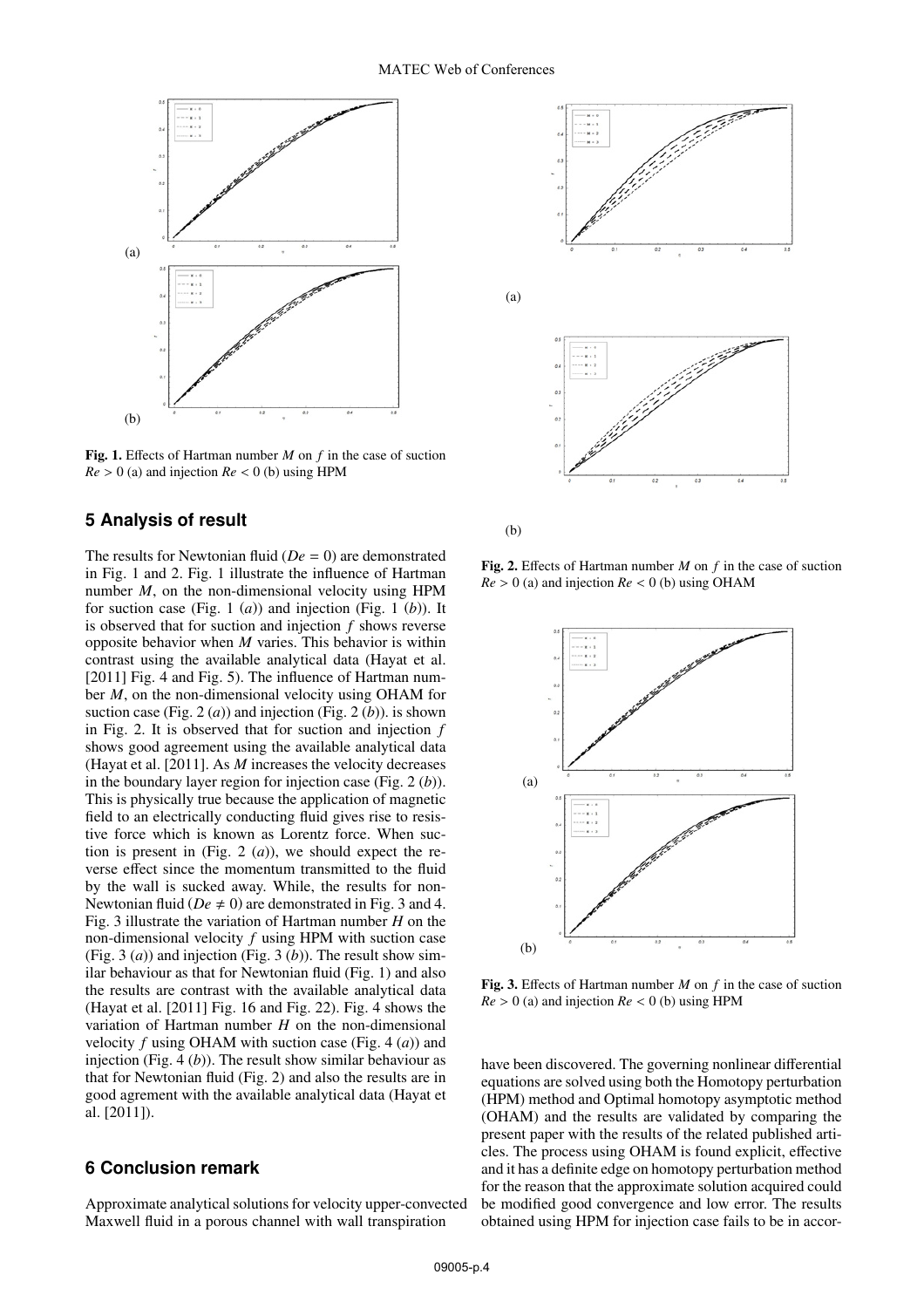(a)

(b)

**Fig. 1.** Effects of Hartman number $M$ on $f$ in the case of suction $Re > 0$ (a) and injection $Re < 0$ (b) using HPM

(a)

(b)

**Fig. 2.** Effects of Hartman number $M$ on $f$ in the case of suction $Re > 0$ (a) and injection $Re < 0$ (b) using OHAM

## 5 Analysis of result

The results for Newtonian fluid ($De = 0$) are demonstrated in Fig. 1 and 2. Fig. 1 illustrate the influence of Hartman number $M$, on the non-dimensional velocity using HPM for suction case (Fig. 1 (*a*)) and injection (Fig. 1 (*b*)). It is observed that for suction and injection $f$ shows reverse opposite behavior when $M$ varies. This behavior is within contrast using the available analytical data (Hayat et al. [2011] Fig. 4 and Fig. 5). The influence of Hartman number $M$, on the non-dimensional velocity using OHAM for suction case (Fig. 2 (*a*)) and injection (Fig. 2 (*b*)). is shown in Fig. 2. It is observed that for suction and injection $f$ shows good agreement using the available analytical data (Hayat et al. [2011]. As $M$ increases the velocity decreases in the boundary layer region for injection case (Fig. 2 (*b*)). This is physically true because the application of magnetic field to an electrically conducting fluid gives rise to resistive force which is known as Lorentz force. When suction is present in (Fig. 2 (*a*)), we should expect the reverse effect since the momentum transmitted to the fluid by the wall is sucked away. While, the results for non-Newtonian fluid ($De \neq 0$) are demonstrated in Fig. 3 and 4. Fig. 3 illustrate the variation of Hartman number $H$ on the non-dimensional velocity $f$ using HPM with suction case (Fig. 3 (*a*)) and injection (Fig. 3 (*b*)). The result show similar behaviour as that for Newtonian fluid (Fig. 1) and also the results are contrast with the available analytical data (Hayat et al. [2011] Fig. 16 and Fig. 22). Fig. 4 shows the variation of Hartman number $H$ on the non-dimensional velocity $f$ using OHAM with suction case (Fig. 4 (*a*)) and injection (Fig. 4 (*b*)). The result show similar behaviour as that for Newtonian fluid (Fig. 2) and also the results are in good agrement with the available analytical data (Hayat et al. [2011]).

(a)

(b)

**Fig. 3.** Effects of Hartman number $M$ on $f$ in the case of suction $Re > 0$ (a) and injection $Re < 0$ (b) using HPM

## 6 Conclusion remark

Approximate analytical solutions for velocity upper-convected Maxwell fluid in a porous channel with wall transpiration have been discovered. The governing nonlinear differential equations are solved using both the Homotopy perturbation (HPM) method and Optimal homotopy asymptotic method (OHAM) and the results are validated by comparing the present paper with the results of the related published articles. The process using OHAM is found explicit, effective and it has a definite edge on homotopy perturbation method for the reason that the approximate solution acquired could be modified good convergence and low error. The results obtained using HPM for injection case fails to be in accor-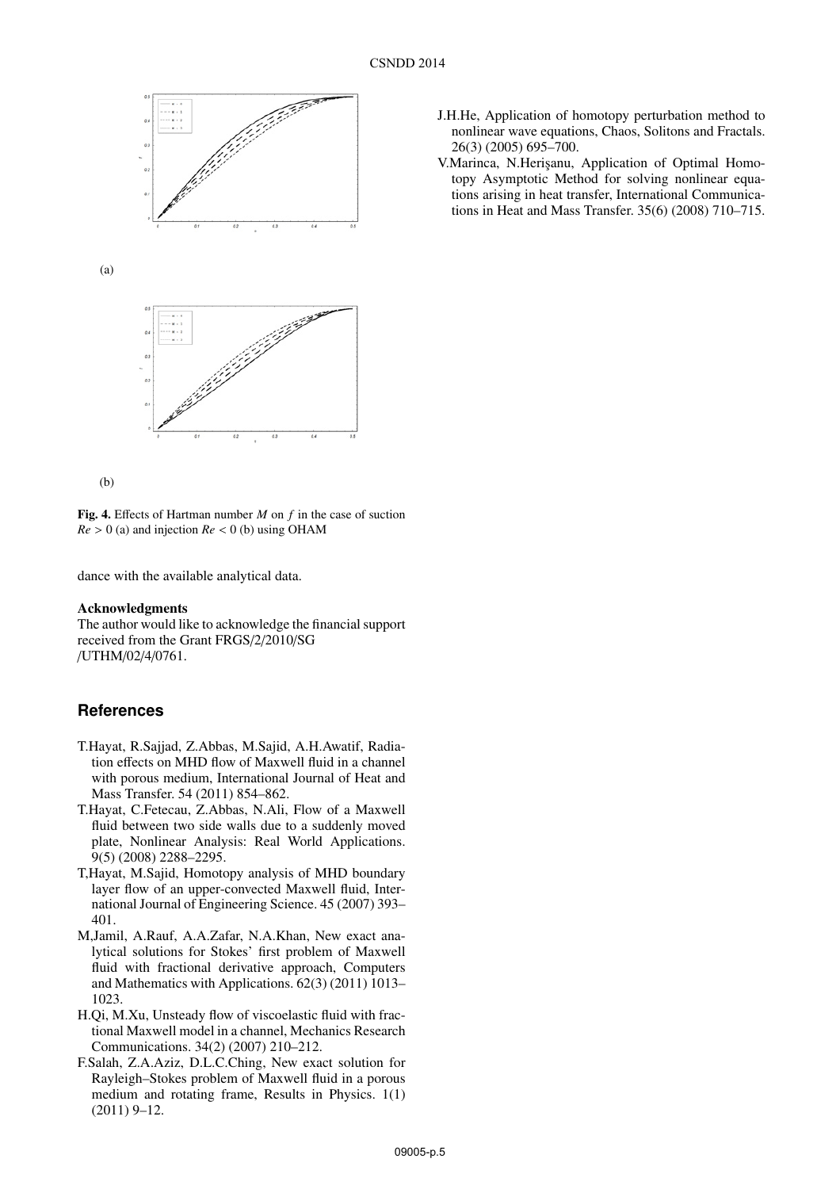(a)

(b)

**Fig. 4.** Effects of Hartman number $M$ on $f$ in the case of suction $Re > 0$ (a) and injection $Re < 0$ (b) using OHAM

dance with the available analytical data.

**Acknowledgments**

The author would like to acknowledge the financial support received from the Grant FRGS/2/2010/SG /UTHM/02/4/0761.

## References

- T.Hayat, R.Sajjad, Z.Abbas, M.Sajid, A.H.Awatif, Radiation effects on MHD flow of Maxwell fluid in a channel with porous medium, International Journal of Heat and Mass Transfer. 54 (2011) 854–862.
- T.Hayat, C.Fetecau, Z.Abbas, N.Ali, Flow of a Maxwell fluid between two side walls due to a suddenly moved plate, Nonlinear Analysis: Real World Applications. 9(5) (2008) 2288–2295.
- T,Hayat, M.Sajid, Homotopy analysis of MHD boundary layer flow of an upper-convected Maxwell fluid, International Journal of Engineering Science. 45 (2007) 393–401.
- M,Jamil, A.Rauf, A.A.Zafar, N.A.Khan, New exact analytical solutions for Stokes' first problem of Maxwell fluid with fractional derivative approach, Computers and Mathematics with Applications. 62(3) (2011) 1013–1023.
- H.Qi, M.Xu, Unsteady flow of viscoelastic fluid with fractional Maxwell model in a channel, Mechanics Research Communications. 34(2) (2007) 210–212.
- F.Salah, Z.A.Aziz, D.L.C.Ching, New exact solution for Rayleigh–Stokes problem of Maxwell fluid in a porous medium and rotating frame, Results in Physics. 1(1) (2011) 9–12.
- J.H.He, Application of homotopy perturbation method to nonlinear wave equations, Chaos, Solitons and Fractals. 26(3) (2005) 695–700.
- V.Marinca, N.Herişanu, Application of Optimal Homotopy Asymptotic Method for solving nonlinear equations arising in heat transfer, International Communications in Heat and Mass Transfer. 35(6) (2008) 710–715.